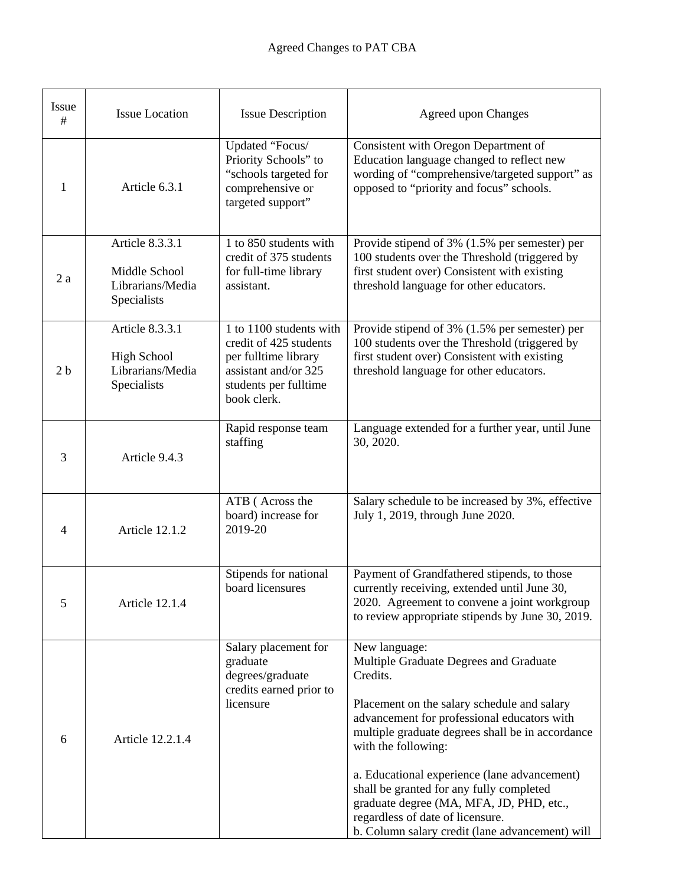Agreed Changes to PAT CBA

| Issue # | Issue Location | Issue Description | Agreed upon Changes |
|---|---|---|---|
| 1 | Article 6.3.1 | Updated "Focus/ Priority Schools" to "schools targeted for comprehensive or targeted support" | Consistent with Oregon Department of Education language changed to reflect new wording of "comprehensive/targeted support" as opposed to "priority and focus" schools. |
| 2 a | Article 8.3.3.1<br><br>Middle School Librarians/Media Specialists | 1 to 850 students with credit of 375 students for full-time library assistant. | Provide stipend of 3% (1.5% per semester) per 100 students over the Threshold (triggered by first student over) Consistent with existing threshold language for other educators. |
| 2 b | Article 8.3.3.1<br><br>High School Librarians/Media Specialists | 1 to 1100 students with credit of 425 students per fulltime library assistant and/or 325 students per fulltime book clerk. | Provide stipend of 3% (1.5% per semester) per 100 students over the Threshold (triggered by first student over) Consistent with existing threshold language for other educators. |
| 3 | Article 9.4.3 | Rapid response team staffing | Language extended for a further year, until June 30, 2020. |
| 4 | Article 12.1.2 | ATB ( Across the board) increase for 2019-20 | Salary schedule to be increased by 3%, effective July 1, 2019, through June 2020. |
| 5 | Article 12.1.4 | Stipends for national board licensures | Payment of Grandfathered stipends, to those currently receiving, extended until June 30, 2020. Agreement to convene a joint workgroup to review appropriate stipends by June 30, 2019. |
| 6 | Article 12.2.1.4 | Salary placement for graduate degrees/graduate credits earned prior to licensure | New language:<br>Multiple Graduate Degrees and Graduate Credits.<br><br>Placement on the salary schedule and salary advancement for professional educators with multiple graduate degrees shall be in accordance with the following:<br><br>a. Educational experience (lane advancement) shall be granted for any fully completed graduate degree (MA, MFA, JD, PHD, etc., regardless of date of licensure.<br>b. Column salary credit (lane advancement) will |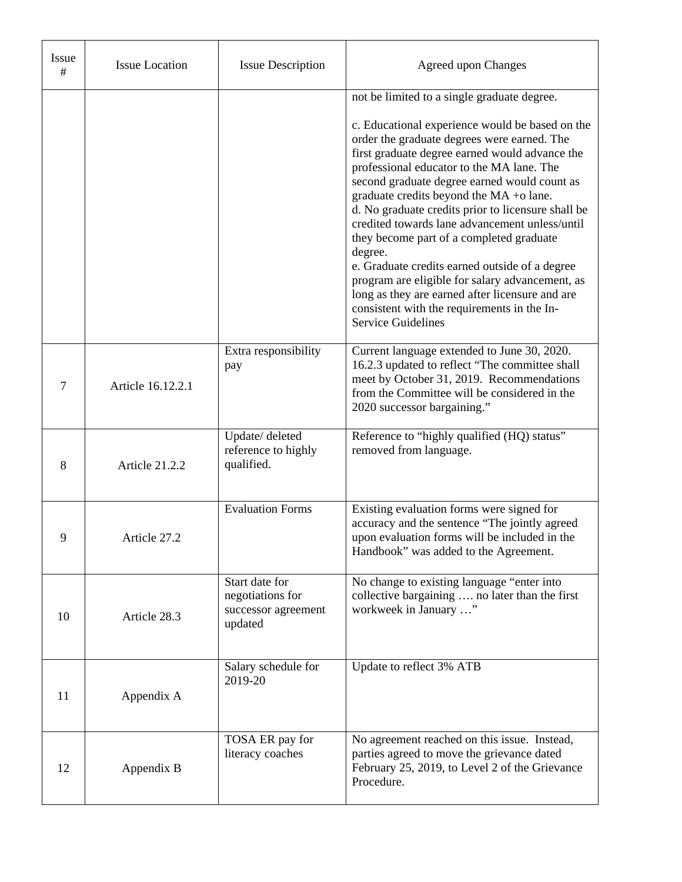| Issue # | Issue Location | Issue Description | Agreed upon Changes |
|---|---|---|---|
| | | | not be limited to a single graduate degree.<br><br>c. Educational experience would be based on the order the graduate degrees were earned. The first graduate degree earned would advance the professional educator to the MA lane. The second graduate degree earned would count as graduate credits beyond the MA +o lane.<br>d. No graduate credits prior to licensure shall be credited towards lane advancement unless/until they become part of a completed graduate degree.<br>e. Graduate credits earned outside of a degree program are eligible for salary advancement, as long as they are earned after licensure and are consistent with the requirements in the In-Service Guidelines |
| 7 | Article 16.12.2.1 | Extra responsibility pay | Current language extended to June 30, 2020. 16.2.3 updated to reflect "The committee shall meet by October 31, 2019. Recommendations from the Committee will be considered in the 2020 successor bargaining." |
| 8 | Article 21.2.2 | Update/ deleted reference to highly qualified. | Reference to "highly qualified (HQ) status" removed from language. |
| 9 | Article 27.2 | Evaluation Forms | Existing evaluation forms were signed for accuracy and the sentence "The jointly agreed upon evaluation forms will be included in the Handbook" was added to the Agreement. |
| 10 | Article 28.3 | Start date for negotiations for successor agreement updated | No change to existing language "enter into collective bargaining …. no later than the first workweek in January …" |
| 11 | Appendix A | Salary schedule for 2019-20 | Update to reflect 3% ATB |
| 12 | Appendix B | TOSA ER pay for literacy coaches | No agreement reached on this issue. Instead, parties agreed to move the grievance dated February 25, 2019, to Level 2 of the Grievance Procedure. |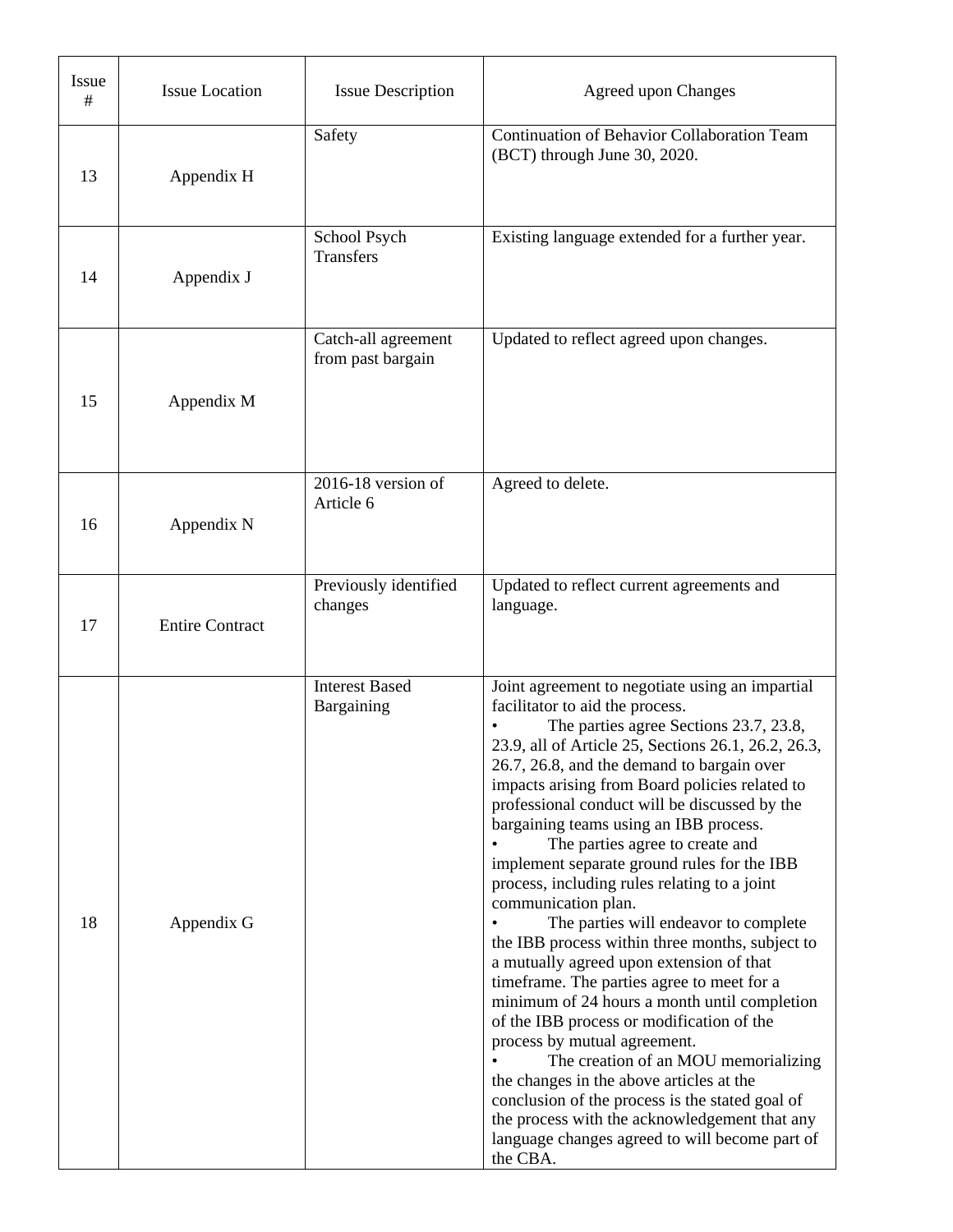| Issue # | Issue Location | Issue Description | Agreed upon Changes |
|---|---|---|---|
| 13 | Appendix H | Safety | Continuation of Behavior Collaboration Team (BCT) through June 30, 2020. |
| 14 | Appendix J | School Psych Transfers | Existing language extended for a further year. |
| 15 | Appendix M | Catch-all agreement from past bargain | Updated to reflect agreed upon changes. |
| 16 | Appendix N | 2016-18 version of Article 6 | Agreed to delete. |
| 17 | Entire Contract | Previously identified changes | Updated to reflect current agreements and language. |
| 18 | Appendix G | Interest Based Bargaining | Joint agreement to negotiate using an impartial facilitator to aid the process.<br>• The parties agree Sections 23.7, 23.8, 23.9, all of Article 25, Sections 26.1, 26.2, 26.3, 26.7, 26.8, and the demand to bargain over impacts arising from Board policies related to professional conduct will be discussed by the bargaining teams using an IBB process.<br>• The parties agree to create and implement separate ground rules for the IBB process, including rules relating to a joint communication plan.<br>• The parties will endeavor to complete the IBB process within three months, subject to a mutually agreed upon extension of that timeframe. The parties agree to meet for a minimum of 24 hours a month until completion of the IBB process or modification of the process by mutual agreement.<br>• The creation of an MOU memorializing the changes in the above articles at the conclusion of the process is the stated goal of the process with the acknowledgement that any language changes agreed to will become part of the CBA. |